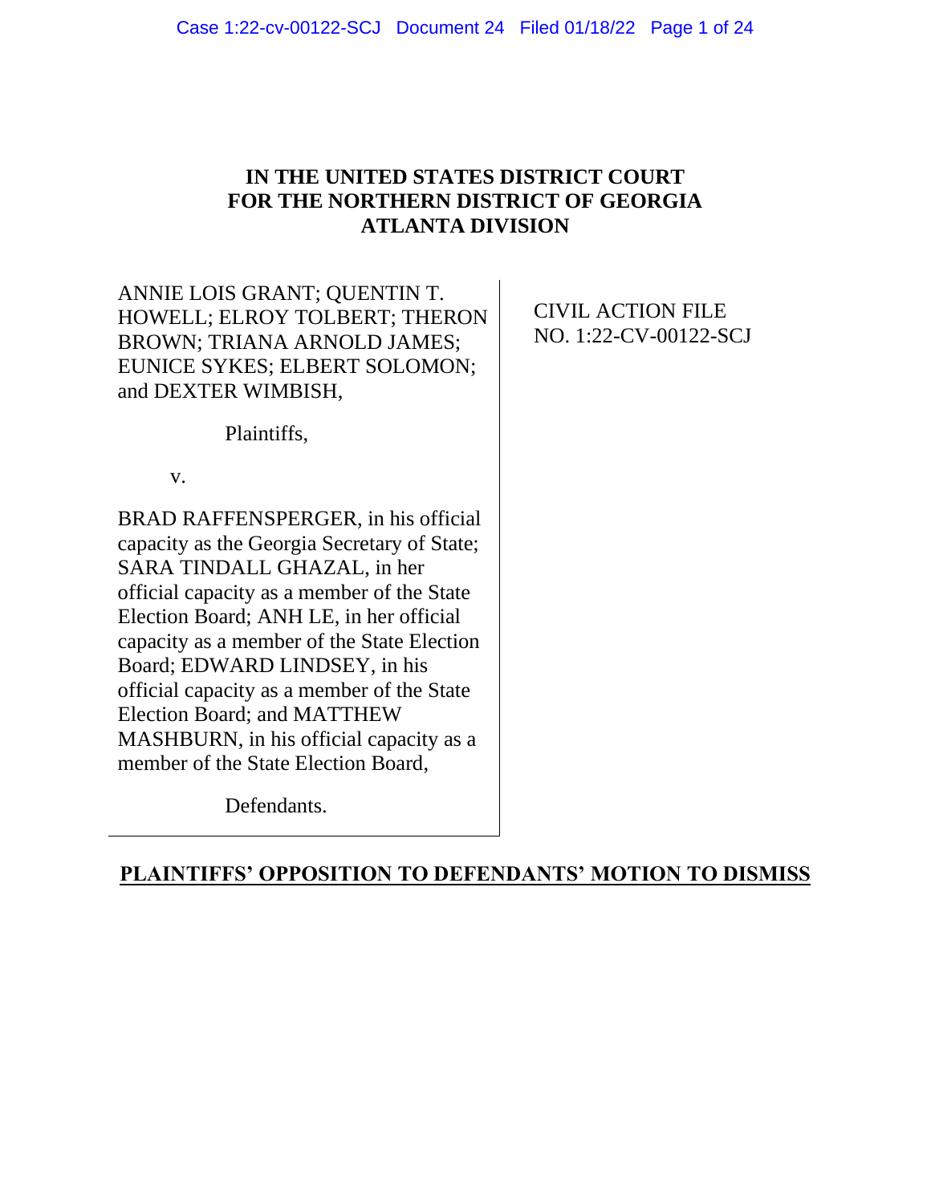# IN THE UNITED STATES DISTRICT COURT FOR THE NORTHERN DISTRICT OF GEORGIA ATLANTA DIVISION

ANNIE LOIS GRANT; QUENTIN T. HOWELL; ELROY TOLBERT; THERON BROWN; TRIANA ARNOLD JAMES; EUNICE SYKES; ELBERT SOLOMON; and DEXTER WIMBISH,

Plaintiffs,

v.

BRAD RAFFENSPERGER, in his official capacity as the Georgia Secretary of State; SARA TINDALL GHAZAL, in her official capacity as a member of the State Election Board; ANH LE, in her official capacity as a member of the State Election Board; EDWARD LINDSEY, in his official capacity as a member of the State Election Board; and MATTHEW MASHBURN, in his official capacity as a member of the State Election Board,

Defendants.

CIVIL ACTION FILE NO. 1:22-CV-00122-SCJ

## PLAINTIFFS' OPPOSITION TO DEFENDANTS' MOTION TO DISMISS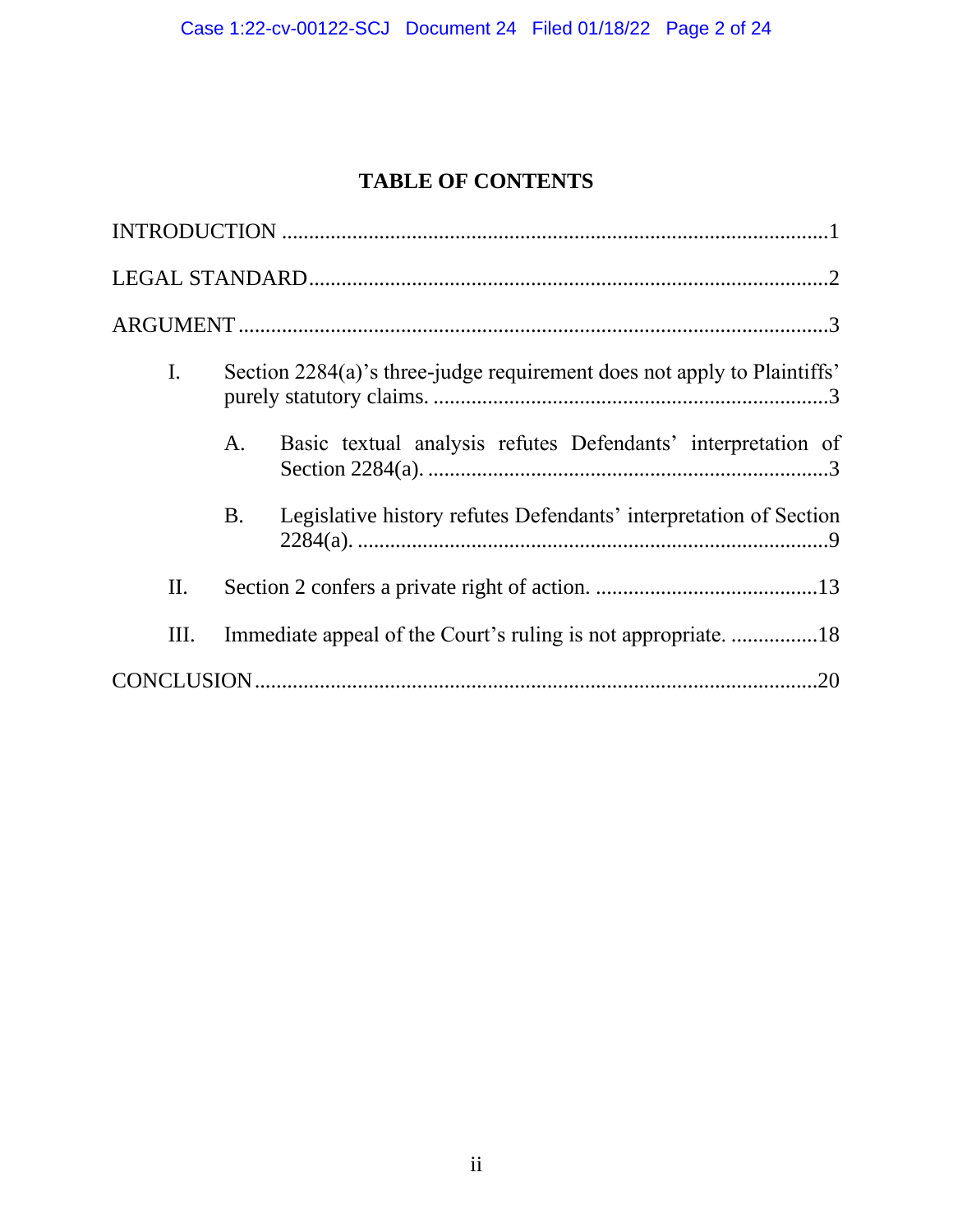# TABLE OF CONTENTS

INTRODUCTION .................................................................................................1

LEGAL STANDARD.............................................................................................2

ARGUMENT .......................................................................................................3

- I. Section 2284(a)'s three-judge requirement does not apply to Plaintiffs' purely statutory claims. .....................................................................3
  - A. Basic textual analysis refutes Defendants' interpretation of Section 2284(a). .......................................................................3
  - B. Legislative history refutes Defendants' interpretation of Section 2284(a). ....................................................................................9
- II. Section 2 confers a private right of action. .........................................13
- III. Immediate appeal of the Court's ruling is not appropriate. ................18

CONCLUSION ....................................................................................................20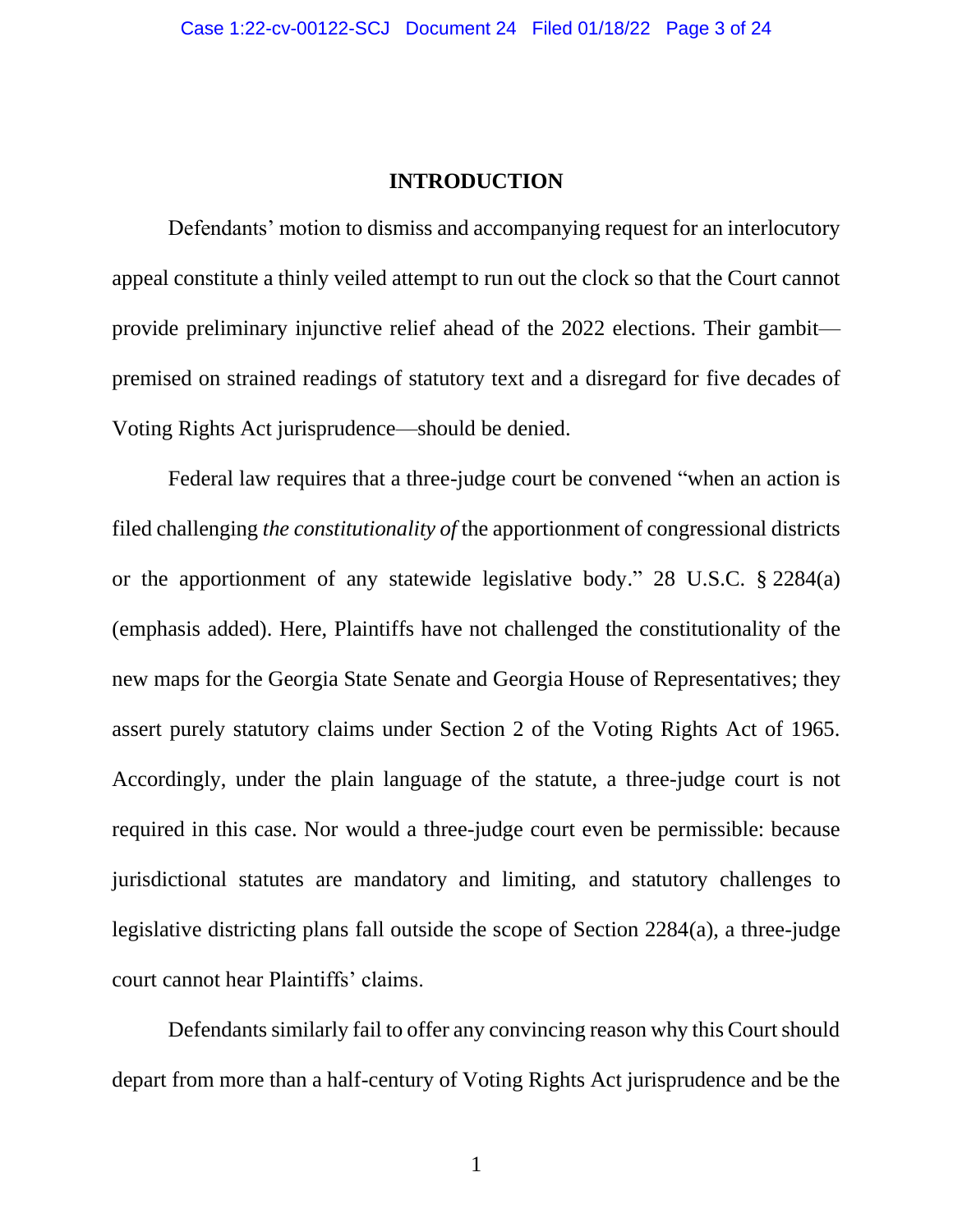## INTRODUCTION

Defendants' motion to dismiss and accompanying request for an interlocutory appeal constitute a thinly veiled attempt to run out the clock so that the Court cannot provide preliminary injunctive relief ahead of the 2022 elections. Their gambit—premised on strained readings of statutory text and a disregard for five decades of Voting Rights Act jurisprudence—should be denied.

Federal law requires that a three-judge court be convened "when an action is filed challenging *the constitutionality of* the apportionment of congressional districts or the apportionment of any statewide legislative body." 28 U.S.C. § 2284(a) (emphasis added). Here, Plaintiffs have not challenged the constitutionality of the new maps for the Georgia State Senate and Georgia House of Representatives; they assert purely statutory claims under Section 2 of the Voting Rights Act of 1965. Accordingly, under the plain language of the statute, a three-judge court is not required in this case. Nor would a three-judge court even be permissible: because jurisdictional statutes are mandatory and limiting, and statutory challenges to legislative districting plans fall outside the scope of Section 2284(a), a three-judge court cannot hear Plaintiffs' claims.

Defendants similarly fail to offer any convincing reason why this Court should depart from more than a half-century of Voting Rights Act jurisprudence and be the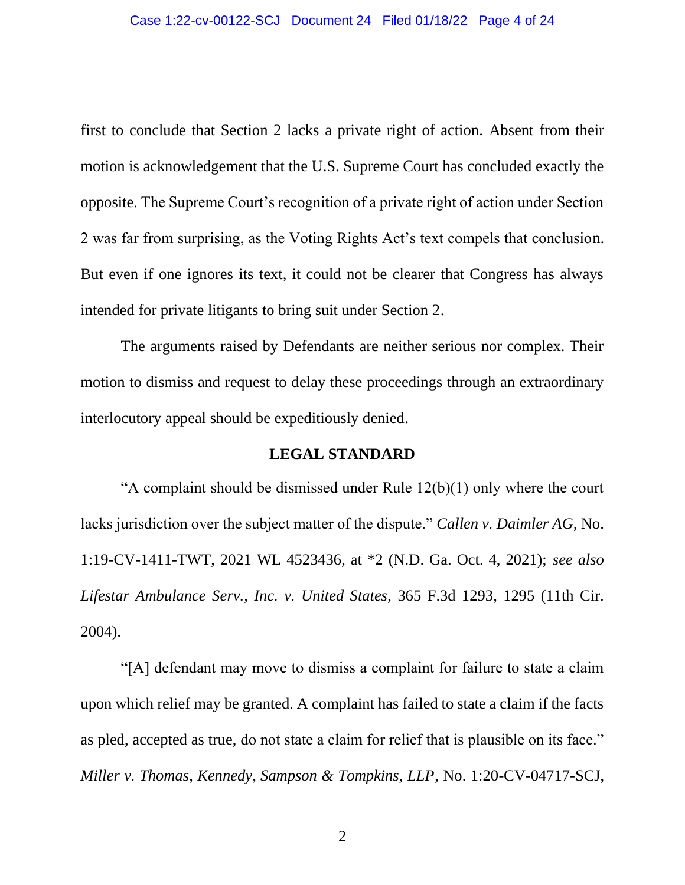first to conclude that Section 2 lacks a private right of action. Absent from their motion is acknowledgement that the U.S. Supreme Court has concluded exactly the opposite. The Supreme Court's recognition of a private right of action under Section 2 was far from surprising, as the Voting Rights Act's text compels that conclusion. But even if one ignores its text, it could not be clearer that Congress has always intended for private litigants to bring suit under Section 2.

The arguments raised by Defendants are neither serious nor complex. Their motion to dismiss and request to delay these proceedings through an extraordinary interlocutory appeal should be expeditiously denied.

## LEGAL STANDARD

"A complaint should be dismissed under Rule 12(b)(1) only where the court lacks jurisdiction over the subject matter of the dispute." *Callen v. Daimler AG*, No. 1:19-CV-1411-TWT, 2021 WL 4523436, at *2 (N.D. Ga. Oct. 4, 2021); *see also Lifestar Ambulance Serv., Inc. v. United States*, 365 F.3d 1293, 1295 (11th Cir. 2004).

"[A] defendant may move to dismiss a complaint for failure to state a claim upon which relief may be granted. A complaint has failed to state a claim if the facts as pled, accepted as true, do not state a claim for relief that is plausible on its face." *Miller v. Thomas, Kennedy, Sampson & Tompkins, LLP*, No. 1:20-CV-04717-SCJ,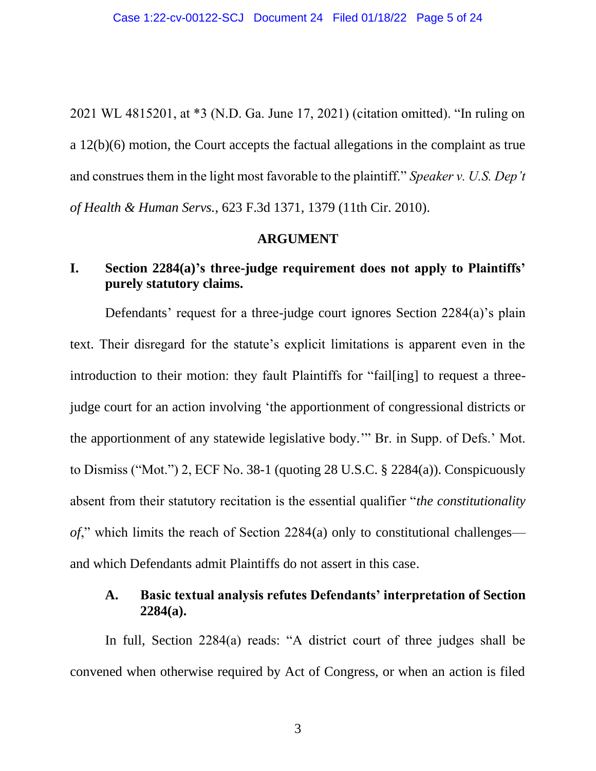2021 WL 4815201, at *3 (N.D. Ga. June 17, 2021) (citation omitted). "In ruling on a 12(b)(6) motion, the Court accepts the factual allegations in the complaint as true and construes them in the light most favorable to the plaintiff." *Speaker v. U.S. Dep't of Health & Human Servs.*, 623 F.3d 1371, 1379 (11th Cir. 2010).

**ARGUMENT**

## I. Section 2284(a)'s three-judge requirement does not apply to Plaintiffs' purely statutory claims.

Defendants' request for a three-judge court ignores Section 2284(a)'s plain text. Their disregard for the statute's explicit limitations is apparent even in the introduction to their motion: they fault Plaintiffs for "fail[ing] to request a three-judge court for an action involving 'the apportionment of congressional districts or the apportionment of any statewide legislative body.'" Br. in Supp. of Defs.' Mot. to Dismiss ("Mot.") 2, ECF No. 38-1 (quoting 28 U.S.C. § 2284(a)). Conspicuously absent from their statutory recitation is the essential qualifier "*the constitutionality of*," which limits the reach of Section 2284(a) only to constitutional challenges—and which Defendants admit Plaintiffs do not assert in this case.

### A. Basic textual analysis refutes Defendants' interpretation of Section 2284(a).

In full, Section 2284(a) reads: "A district court of three judges shall be convened when otherwise required by Act of Congress, or when an action is filed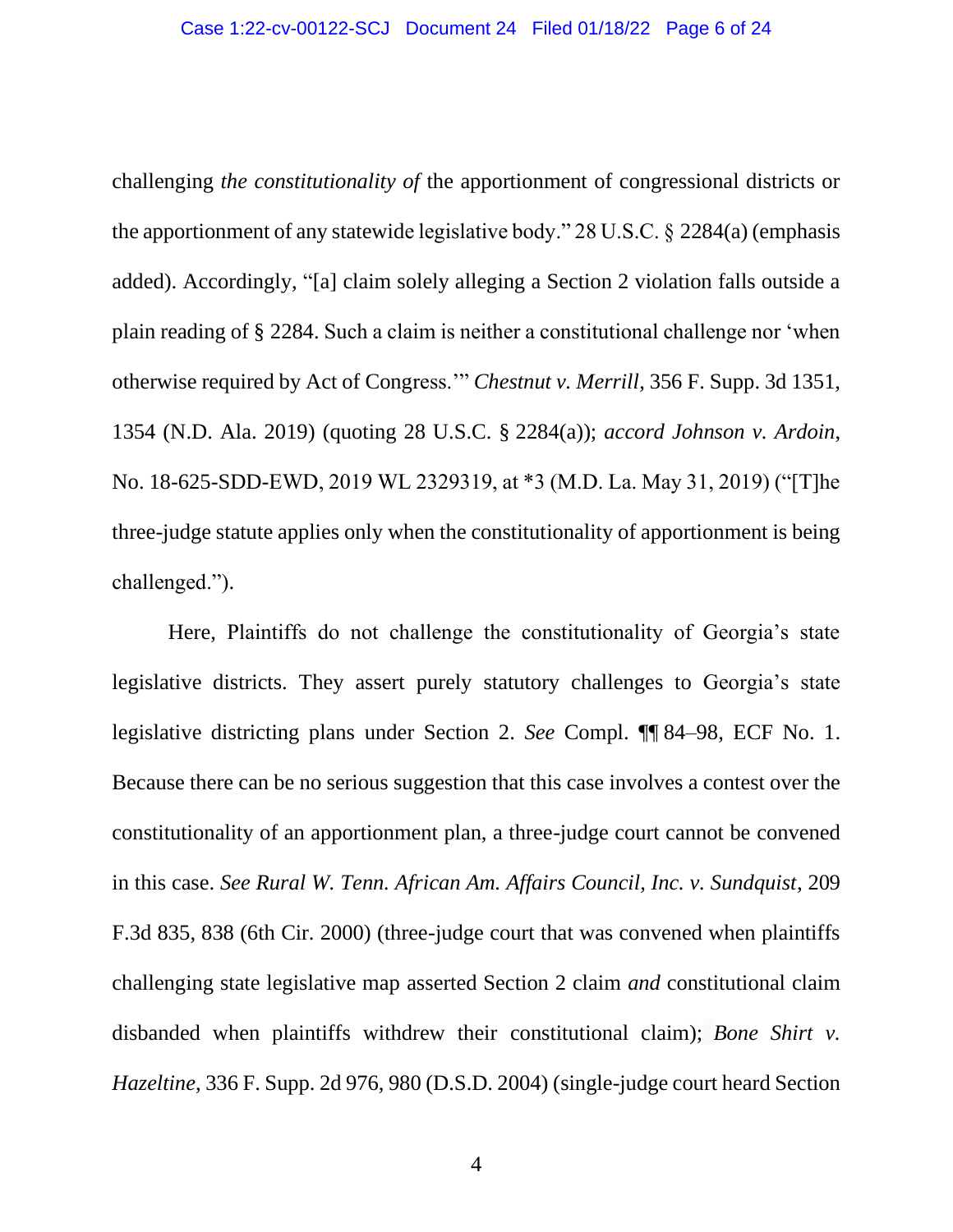challenging *the constitutionality of* the apportionment of congressional districts or the apportionment of any statewide legislative body." 28 U.S.C. § 2284(a) (emphasis added). Accordingly, "[a] claim solely alleging a Section 2 violation falls outside a plain reading of § 2284. Such a claim is neither a constitutional challenge nor 'when otherwise required by Act of Congress.'" *Chestnut v. Merrill*, 356 F. Supp. 3d 1351, 1354 (N.D. Ala. 2019) (quoting 28 U.S.C. § 2284(a)); *accord Johnson v. Ardoin*, No. 18-625-SDD-EWD, 2019 WL 2329319, at *3 (M.D. La. May 31, 2019) ("[T]he three-judge statute applies only when the constitutionality of apportionment is being challenged.").

Here, Plaintiffs do not challenge the constitutionality of Georgia's state legislative districts. They assert purely statutory challenges to Georgia's state legislative districting plans under Section 2. *See* Compl. ¶¶ 84–98, ECF No. 1. Because there can be no serious suggestion that this case involves a contest over the constitutionality of an apportionment plan, a three-judge court cannot be convened in this case. *See Rural W. Tenn. African Am. Affairs Council, Inc. v. Sundquist*, 209 F.3d 835, 838 (6th Cir. 2000) (three-judge court that was convened when plaintiffs challenging state legislative map asserted Section 2 claim *and* constitutional claim disbanded when plaintiffs withdrew their constitutional claim); *Bone Shirt v. Hazeltine*, 336 F. Supp. 2d 976, 980 (D.S.D. 2004) (single-judge court heard Section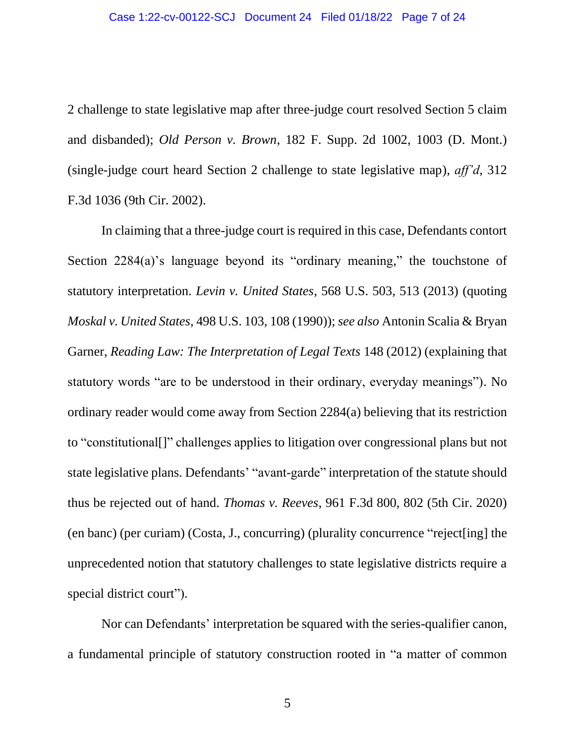2 challenge to state legislative map after three-judge court resolved Section 5 claim and disbanded); *Old Person v. Brown*, 182 F. Supp. 2d 1002, 1003 (D. Mont.) (single-judge court heard Section 2 challenge to state legislative map), *aff'd*, 312 F.3d 1036 (9th Cir. 2002).

In claiming that a three-judge court is required in this case, Defendants contort Section 2284(a)'s language beyond its "ordinary meaning," the touchstone of statutory interpretation. *Levin v. United States*, 568 U.S. 503, 513 (2013) (quoting *Moskal v. United States*, 498 U.S. 103, 108 (1990)); *see also* Antonin Scalia & Bryan Garner, *Reading Law: The Interpretation of Legal Texts* 148 (2012) (explaining that statutory words "are to be understood in their ordinary, everyday meanings"). No ordinary reader would come away from Section 2284(a) believing that its restriction to "constitutional[]" challenges applies to litigation over congressional plans but not state legislative plans. Defendants' "avant-garde" interpretation of the statute should thus be rejected out of hand. *Thomas v. Reeves*, 961 F.3d 800, 802 (5th Cir. 2020) (en banc) (per curiam) (Costa, J., concurring) (plurality concurrence "reject[ing] the unprecedented notion that statutory challenges to state legislative districts require a special district court").

Nor can Defendants' interpretation be squared with the series-qualifier canon, a fundamental principle of statutory construction rooted in "a matter of common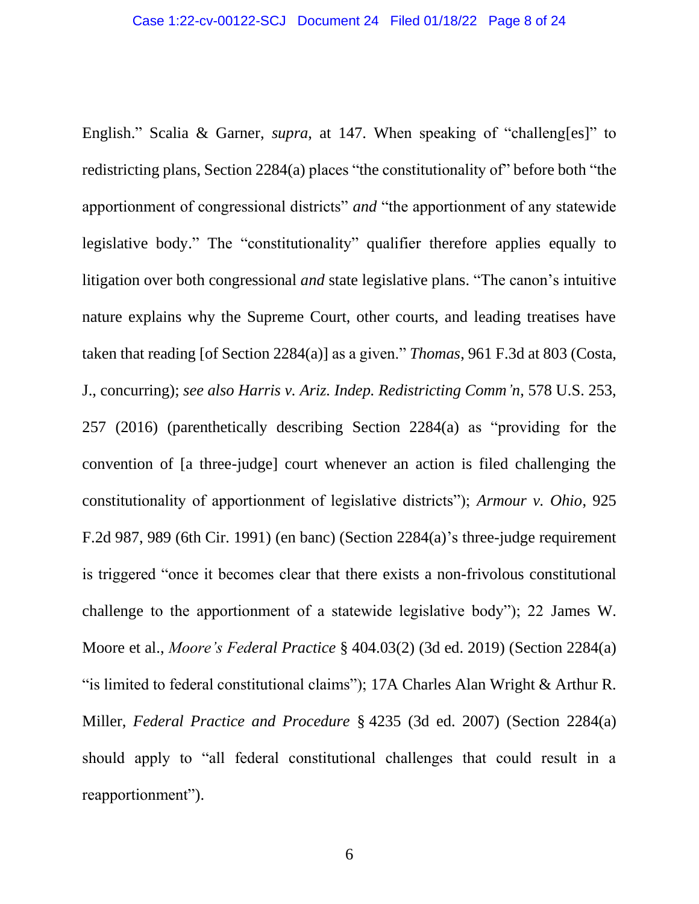English." Scalia & Garner, *supra*, at 147. When speaking of "challeng[es]" to redistricting plans, Section 2284(a) places "the constitutionality of" before both "the apportionment of congressional districts" *and* "the apportionment of any statewide legislative body." The "constitutionality" qualifier therefore applies equally to litigation over both congressional *and* state legislative plans. "The canon's intuitive nature explains why the Supreme Court, other courts, and leading treatises have taken that reading [of Section 2284(a)] as a given." *Thomas*, 961 F.3d at 803 (Costa, J., concurring); *see also Harris v. Ariz. Indep. Redistricting Comm'n*, 578 U.S. 253, 257 (2016) (parenthetically describing Section 2284(a) as "providing for the convention of [a three-judge] court whenever an action is filed challenging the constitutionality of apportionment of legislative districts"); *Armour v. Ohio*, 925 F.2d 987, 989 (6th Cir. 1991) (en banc) (Section 2284(a)'s three-judge requirement is triggered "once it becomes clear that there exists a non-frivolous constitutional challenge to the apportionment of a statewide legislative body"); 22 James W. Moore et al., *Moore's Federal Practice* § 404.03(2) (3d ed. 2019) (Section 2284(a) "is limited to federal constitutional claims"); 17A Charles Alan Wright & Arthur R. Miller, *Federal Practice and Procedure* § 4235 (3d ed. 2007) (Section 2284(a) should apply to "all federal constitutional challenges that could result in a reapportionment").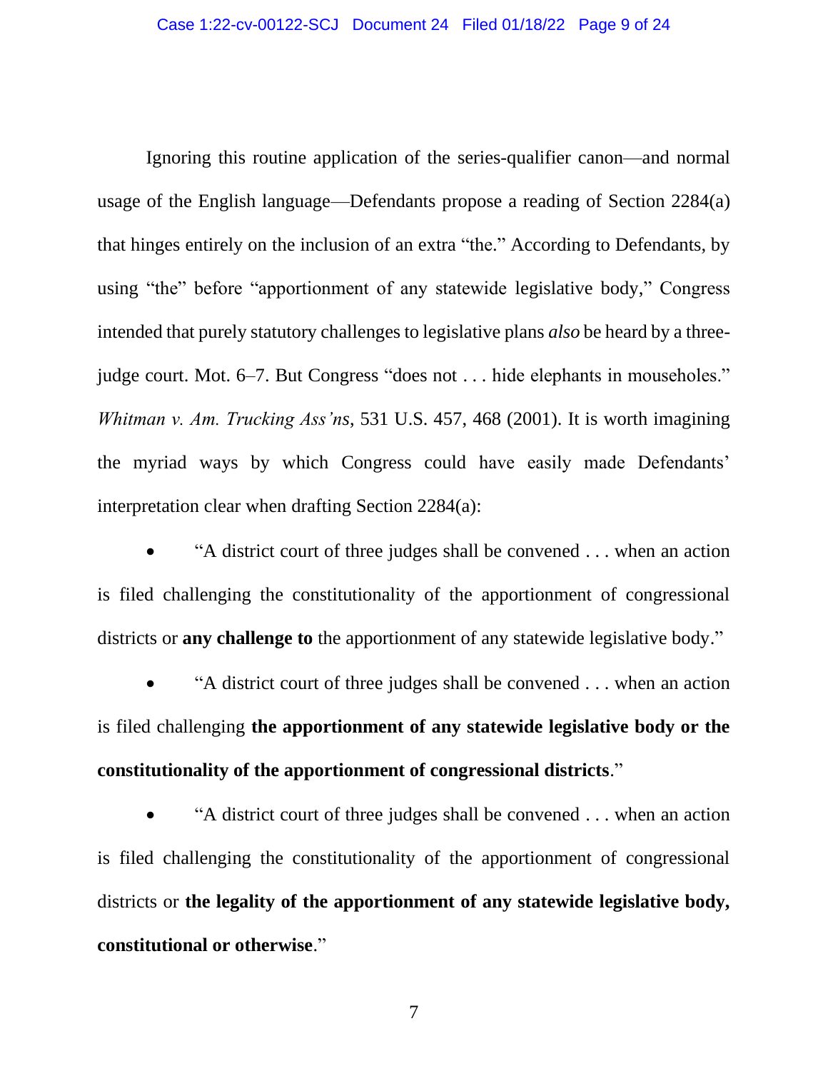Ignoring this routine application of the series-qualifier canon—and normal usage of the English language—Defendants propose a reading of Section 2284(a) that hinges entirely on the inclusion of an extra "the." According to Defendants, by using "the" before "apportionment of any statewide legislative body," Congress intended that purely statutory challenges to legislative plans *also* be heard by a three-judge court. Mot. 6–7. But Congress "does not . . . hide elephants in mouseholes." *Whitman v. Am. Trucking Ass'ns*, 531 U.S. 457, 468 (2001). It is worth imagining the myriad ways by which Congress could have easily made Defendants' interpretation clear when drafting Section 2284(a):

- "A district court of three judges shall be convened . . . when an action is filed challenging the constitutionality of the apportionment of congressional districts or **any challenge to** the apportionment of any statewide legislative body."

- "A district court of three judges shall be convened . . . when an action is filed challenging **the apportionment of any statewide legislative body or the constitutionality of the apportionment of congressional districts**."

- "A district court of three judges shall be convened . . . when an action is filed challenging the constitutionality of the apportionment of congressional districts or **the legality of the apportionment of any statewide legislative body, constitutional or otherwise**."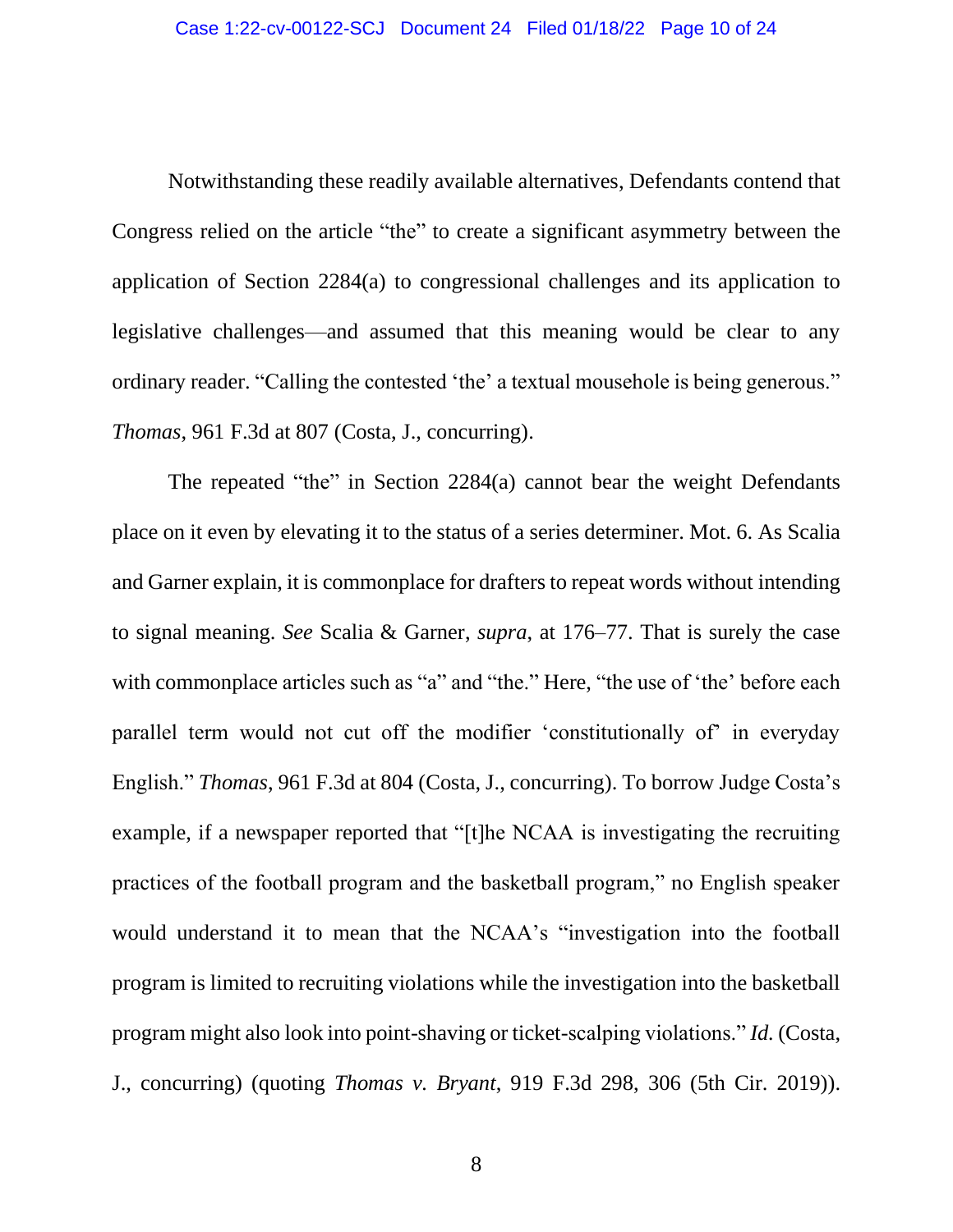Notwithstanding these readily available alternatives, Defendants contend that Congress relied on the article "the" to create a significant asymmetry between the application of Section 2284(a) to congressional challenges and its application to legislative challenges—and assumed that this meaning would be clear to any ordinary reader. "Calling the contested 'the' a textual mousehole is being generous." *Thomas*, 961 F.3d at 807 (Costa, J., concurring).

The repeated "the" in Section 2284(a) cannot bear the weight Defendants place on it even by elevating it to the status of a series determiner. Mot. 6. As Scalia and Garner explain, it is commonplace for drafters to repeat words without intending to signal meaning. *See* Scalia & Garner, *supra*, at 176–77. That is surely the case with commonplace articles such as "a" and "the." Here, "the use of 'the' before each parallel term would not cut off the modifier 'constitutionally of' in everyday English." *Thomas*, 961 F.3d at 804 (Costa, J., concurring). To borrow Judge Costa's example, if a newspaper reported that "[t]he NCAA is investigating the recruiting practices of the football program and the basketball program," no English speaker would understand it to mean that the NCAA's "investigation into the football program is limited to recruiting violations while the investigation into the basketball program might also look into point-shaving or ticket-scalping violations." *Id.* (Costa, J., concurring) (quoting *Thomas v. Bryant*, 919 F.3d 298, 306 (5th Cir. 2019)).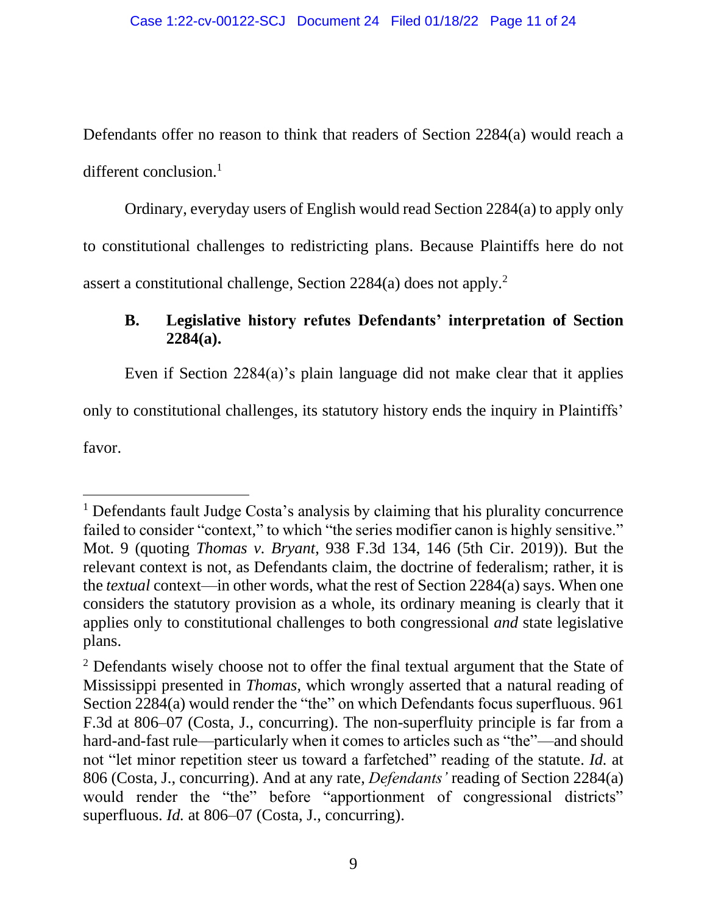Defendants offer no reason to think that readers of Section 2284(a) would reach a different conclusion.[1]

Ordinary, everyday users of English would read Section 2284(a) to apply only to constitutional challenges to redistricting plans. Because Plaintiffs here do not assert a constitutional challenge, Section 2284(a) does not apply.[2]

### B. Legislative history refutes Defendants' interpretation of Section 2284(a).

Even if Section 2284(a)'s plain language did not make clear that it applies only to constitutional challenges, its statutory history ends the inquiry in Plaintiffs' favor.

---

[1] Defendants fault Judge Costa's analysis by claiming that his plurality concurrence failed to consider "context," to which "the series modifier canon is highly sensitive." Mot. 9 (quoting *Thomas v. Bryant*, 938 F.3d 134, 146 (5th Cir. 2019)). But the relevant context is not, as Defendants claim, the doctrine of federalism; rather, it is the *textual* context—in other words, what the rest of Section 2284(a) says. When one considers the statutory provision as a whole, its ordinary meaning is clearly that it applies only to constitutional challenges to both congressional *and* state legislative plans.

[2] Defendants wisely choose not to offer the final textual argument that the State of Mississippi presented in *Thomas*, which wrongly asserted that a natural reading of Section 2284(a) would render the "the" on which Defendants focus superfluous. 961 F.3d at 806–07 (Costa, J., concurring). The non-superfluity principle is far from a hard-and-fast rule—particularly when it comes to articles such as "the"—and should not "let minor repetition steer us toward a farfetched" reading of the statute. *Id.* at 806 (Costa, J., concurring). And at any rate, *Defendants'* reading of Section 2284(a) would render the "the" before "apportionment of congressional districts" superfluous. *Id.* at 806–07 (Costa, J., concurring).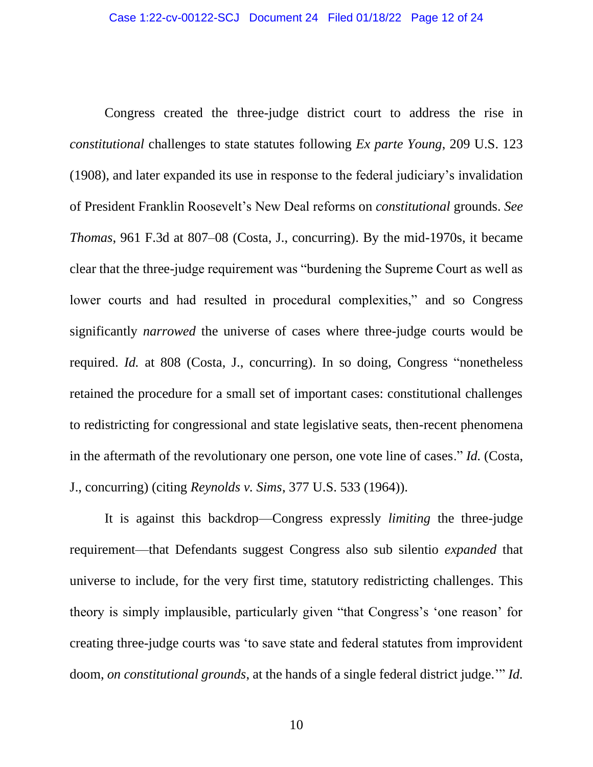Congress created the three-judge district court to address the rise in *constitutional* challenges to state statutes following *Ex parte Young*, 209 U.S. 123 (1908), and later expanded its use in response to the federal judiciary's invalidation of President Franklin Roosevelt's New Deal reforms on *constitutional* grounds. *See Thomas*, 961 F.3d at 807–08 (Costa, J., concurring). By the mid-1970s, it became clear that the three-judge requirement was "burdening the Supreme Court as well as lower courts and had resulted in procedural complexities," and so Congress significantly *narrowed* the universe of cases where three-judge courts would be required. *Id.* at 808 (Costa, J., concurring). In so doing, Congress "nonetheless retained the procedure for a small set of important cases: constitutional challenges to redistricting for congressional and state legislative seats, then-recent phenomena in the aftermath of the revolutionary one person, one vote line of cases." *Id.* (Costa, J., concurring) (citing *Reynolds v. Sims*, 377 U.S. 533 (1964)).

It is against this backdrop—Congress expressly *limiting* the three-judge requirement—that Defendants suggest Congress also sub silentio *expanded* that universe to include, for the very first time, statutory redistricting challenges. This theory is simply implausible, particularly given "that Congress's 'one reason' for creating three-judge courts was 'to save state and federal statutes from improvident doom, *on constitutional grounds*, at the hands of a single federal district judge.'" *Id.*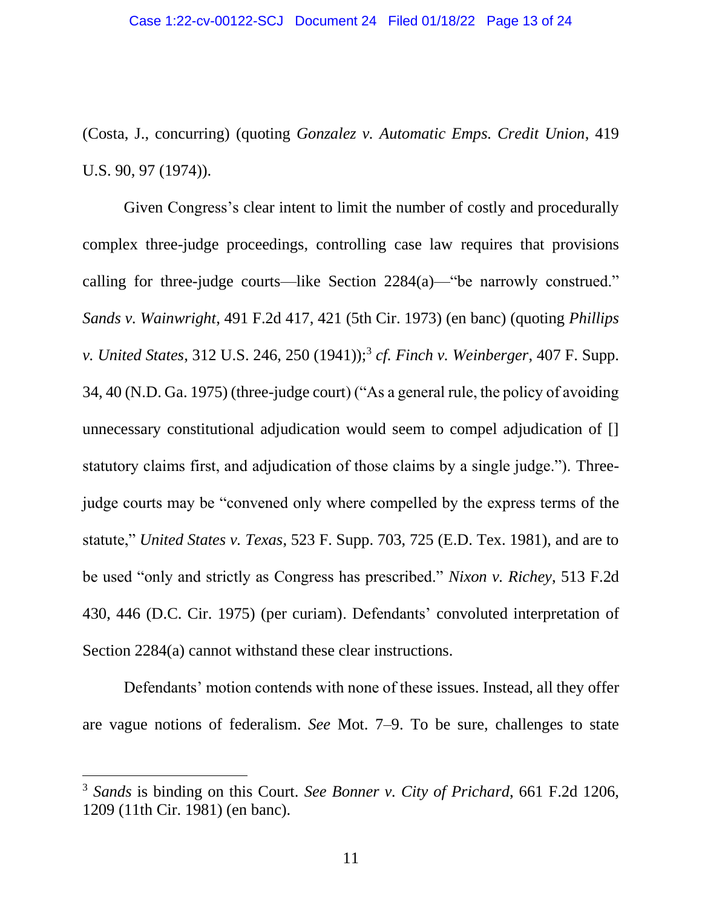(Costa, J., concurring) (quoting *Gonzalez v. Automatic Emps. Credit Union*, 419 U.S. 90, 97 (1974)).

Given Congress's clear intent to limit the number of costly and procedurally complex three-judge proceedings, controlling case law requires that provisions calling for three-judge courts—like Section 2284(a)—"be narrowly construed." *Sands v. Wainwright*, 491 F.2d 417, 421 (5th Cir. 1973) (en banc) (quoting *Phillips v. United States*, 312 U.S. 246, 250 (1941));[3] *cf. Finch v. Weinberger*, 407 F. Supp. 34, 40 (N.D. Ga. 1975) (three-judge court) ("As a general rule, the policy of avoiding unnecessary constitutional adjudication would seem to compel adjudication of [] statutory claims first, and adjudication of those claims by a single judge."). Three-judge courts may be "convened only where compelled by the express terms of the statute," *United States v. Texas*, 523 F. Supp. 703, 725 (E.D. Tex. 1981), and are to be used "only and strictly as Congress has prescribed." *Nixon v. Richey*, 513 F.2d 430, 446 (D.C. Cir. 1975) (per curiam). Defendants' convoluted interpretation of Section 2284(a) cannot withstand these clear instructions.

Defendants' motion contends with none of these issues. Instead, all they offer are vague notions of federalism. *See* Mot. 7–9. To be sure, challenges to state

---

[3] *Sands* is binding on this Court. *See Bonner v. City of Prichard*, 661 F.2d 1206, 1209 (11th Cir. 1981) (en banc).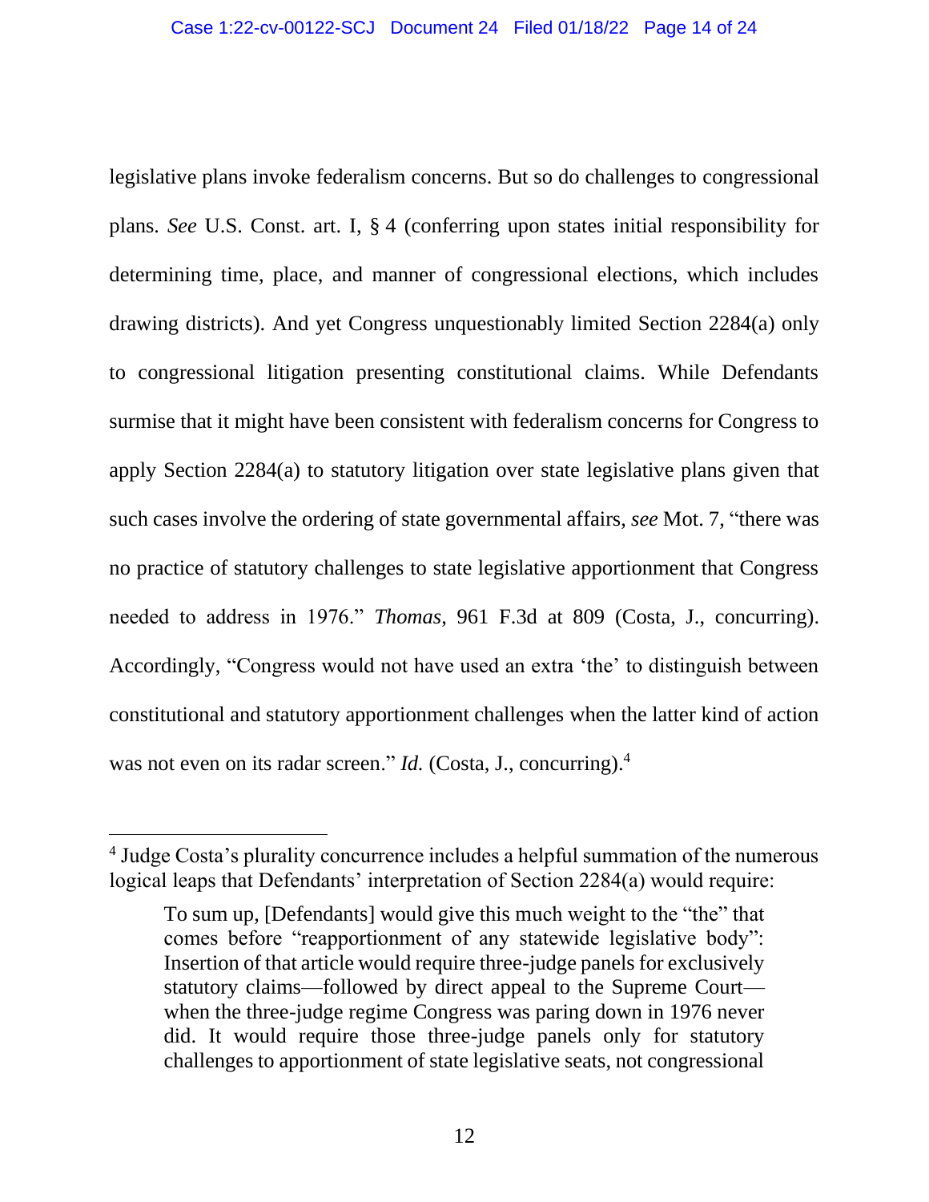legislative plans invoke federalism concerns. But so do challenges to congressional plans. *See* U.S. Const. art. I, § 4 (conferring upon states initial responsibility for determining time, place, and manner of congressional elections, which includes drawing districts). And yet Congress unquestionably limited Section 2284(a) only to congressional litigation presenting constitutional claims. While Defendants surmise that it might have been consistent with federalism concerns for Congress to apply Section 2284(a) to statutory litigation over state legislative plans given that such cases involve the ordering of state governmental affairs, *see* Mot. 7, "there was no practice of statutory challenges to state legislative apportionment that Congress needed to address in 1976." *Thomas*, 961 F.3d at 809 (Costa, J., concurring). Accordingly, "Congress would not have used an extra 'the' to distinguish between constitutional and statutory apportionment challenges when the latter kind of action was not even on its radar screen." *Id.* (Costa, J., concurring).[4]

---

[4] Judge Costa's plurality concurrence includes a helpful summation of the numerous logical leaps that Defendants' interpretation of Section 2284(a) would require:

> To sum up, [Defendants] would give this much weight to the "the" that comes before "reapportionment of any statewide legislative body": Insertion of that article would require three-judge panels for exclusively statutory claims—followed by direct appeal to the Supreme Court—when the three-judge regime Congress was paring down in 1976 never did. It would require those three-judge panels only for statutory challenges to apportionment of state legislative seats, not congressional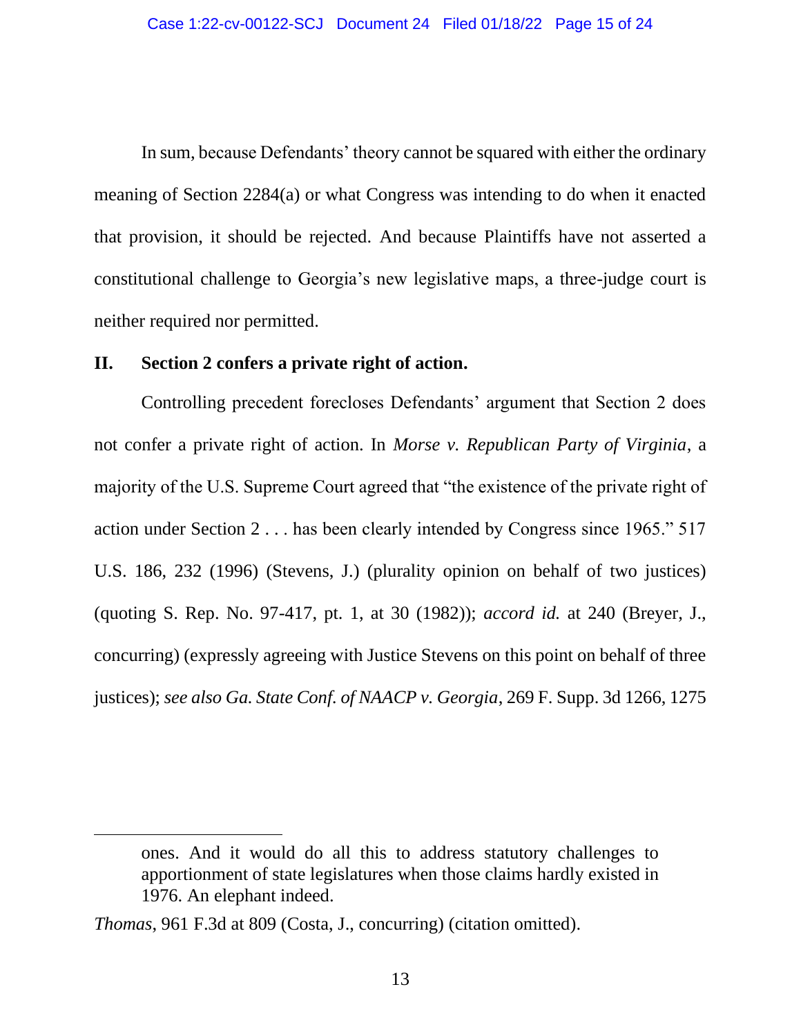In sum, because Defendants' theory cannot be squared with either the ordinary meaning of Section 2284(a) or what Congress was intending to do when it enacted that provision, it should be rejected. And because Plaintiffs have not asserted a constitutional challenge to Georgia's new legislative maps, a three-judge court is neither required nor permitted.

## II. Section 2 confers a private right of action.

Controlling precedent forecloses Defendants' argument that Section 2 does not confer a private right of action. In *Morse v. Republican Party of Virginia*, a majority of the U.S. Supreme Court agreed that "the existence of the private right of action under Section 2 . . . has been clearly intended by Congress since 1965." 517 U.S. 186, 232 (1996) (Stevens, J.) (plurality opinion on behalf of two justices) (quoting S. Rep. No. 97-417, pt. 1, at 30 (1982)); *accord id.* at 240 (Breyer, J., concurring) (expressly agreeing with Justice Stevens on this point on behalf of three justices); *see also Ga. State Conf. of NAACP v. Georgia*, 269 F. Supp. 3d 1266, 1275

---

> ones. And it would do all this to address statutory challenges to apportionment of state legislatures when those claims hardly existed in 1976. An elephant indeed.

*Thomas*, 961 F.3d at 809 (Costa, J., concurring) (citation omitted).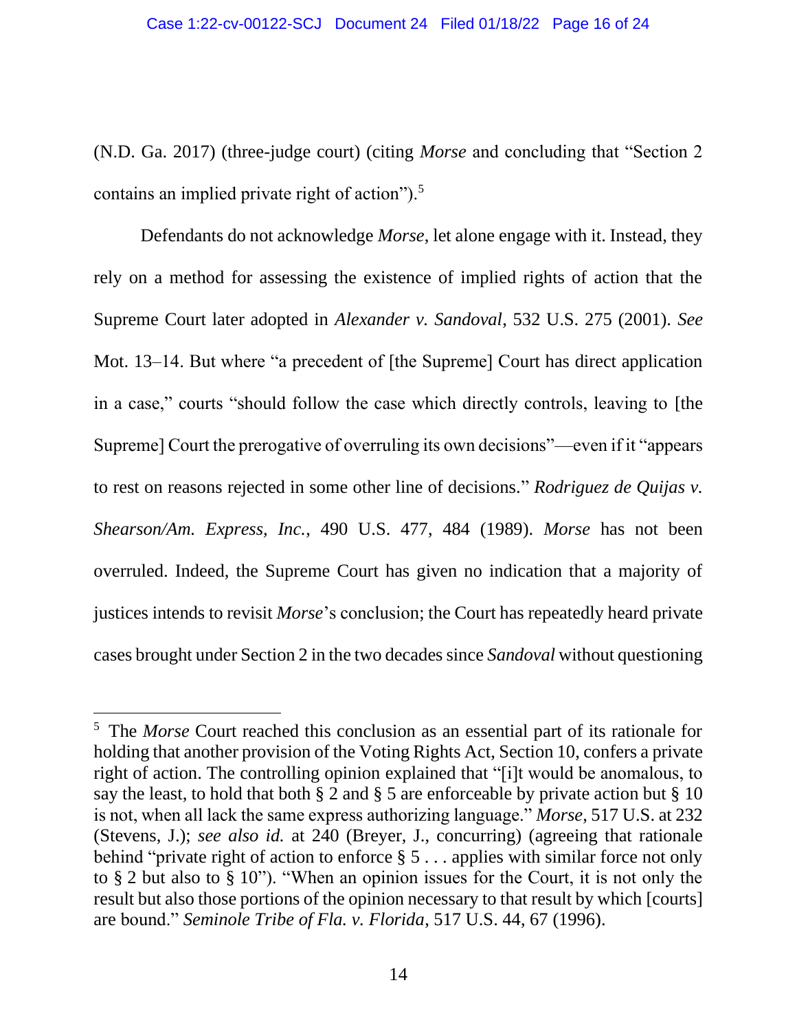(N.D. Ga. 2017) (three-judge court) (citing *Morse* and concluding that "Section 2 contains an implied private right of action").[5]

Defendants do not acknowledge *Morse*, let alone engage with it. Instead, they rely on a method for assessing the existence of implied rights of action that the Supreme Court later adopted in *Alexander v. Sandoval*, 532 U.S. 275 (2001). *See* Mot. 13–14. But where "a precedent of [the Supreme] Court has direct application in a case," courts "should follow the case which directly controls, leaving to [the Supreme] Court the prerogative of overruling its own decisions"—even if it "appears to rest on reasons rejected in some other line of decisions." *Rodriguez de Quijas v. Shearson/Am. Express, Inc.*, 490 U.S. 477, 484 (1989). *Morse* has not been overruled. Indeed, the Supreme Court has given no indication that a majority of justices intends to revisit *Morse*'s conclusion; the Court has repeatedly heard private cases brought under Section 2 in the two decades since *Sandoval* without questioning

---

[5] The *Morse* Court reached this conclusion as an essential part of its rationale for holding that another provision of the Voting Rights Act, Section 10, confers a private right of action. The controlling opinion explained that "[i]t would be anomalous, to say the least, to hold that both § 2 and § 5 are enforceable by private action but § 10 is not, when all lack the same express authorizing language." *Morse*, 517 U.S. at 232 (Stevens, J.); *see also id.* at 240 (Breyer, J., concurring) (agreeing that rationale behind "private right of action to enforce § 5 . . . applies with similar force not only to § 2 but also to § 10"). "When an opinion issues for the Court, it is not only the result but also those portions of the opinion necessary to that result by which [courts] are bound." *Seminole Tribe of Fla. v. Florida*, 517 U.S. 44, 67 (1996).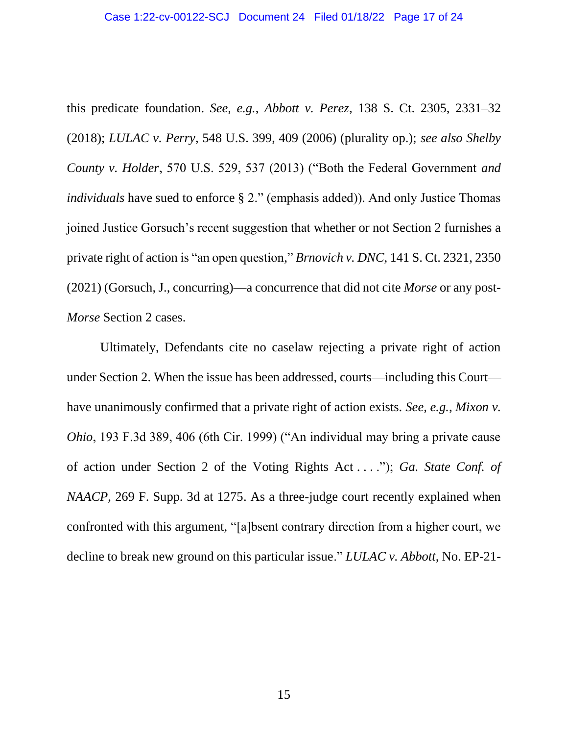this predicate foundation. *See, e.g.*, *Abbott v. Perez*, 138 S. Ct. 2305, 2331–32 (2018); *LULAC v. Perry*, 548 U.S. 399, 409 (2006) (plurality op.); *see also Shelby County v. Holder*, 570 U.S. 529, 537 (2013) ("Both the Federal Government *and individuals* have sued to enforce § 2." (emphasis added)). And only Justice Thomas joined Justice Gorsuch's recent suggestion that whether or not Section 2 furnishes a private right of action is "an open question," *Brnovich v. DNC*, 141 S. Ct. 2321, 2350 (2021) (Gorsuch, J., concurring)—a concurrence that did not cite *Morse* or any post-*Morse* Section 2 cases.

Ultimately, Defendants cite no caselaw rejecting a private right of action under Section 2. When the issue has been addressed, courts—including this Court—have unanimously confirmed that a private right of action exists. *See, e.g.*, *Mixon v. Ohio*, 193 F.3d 389, 406 (6th Cir. 1999) ("An individual may bring a private cause of action under Section 2 of the Voting Rights Act . . . ."); *Ga. State Conf. of NAACP*, 269 F. Supp. 3d at 1275. As a three-judge court recently explained when confronted with this argument, "[a]bsent contrary direction from a higher court, we decline to break new ground on this particular issue." *LULAC v. Abbott*, No. EP-21-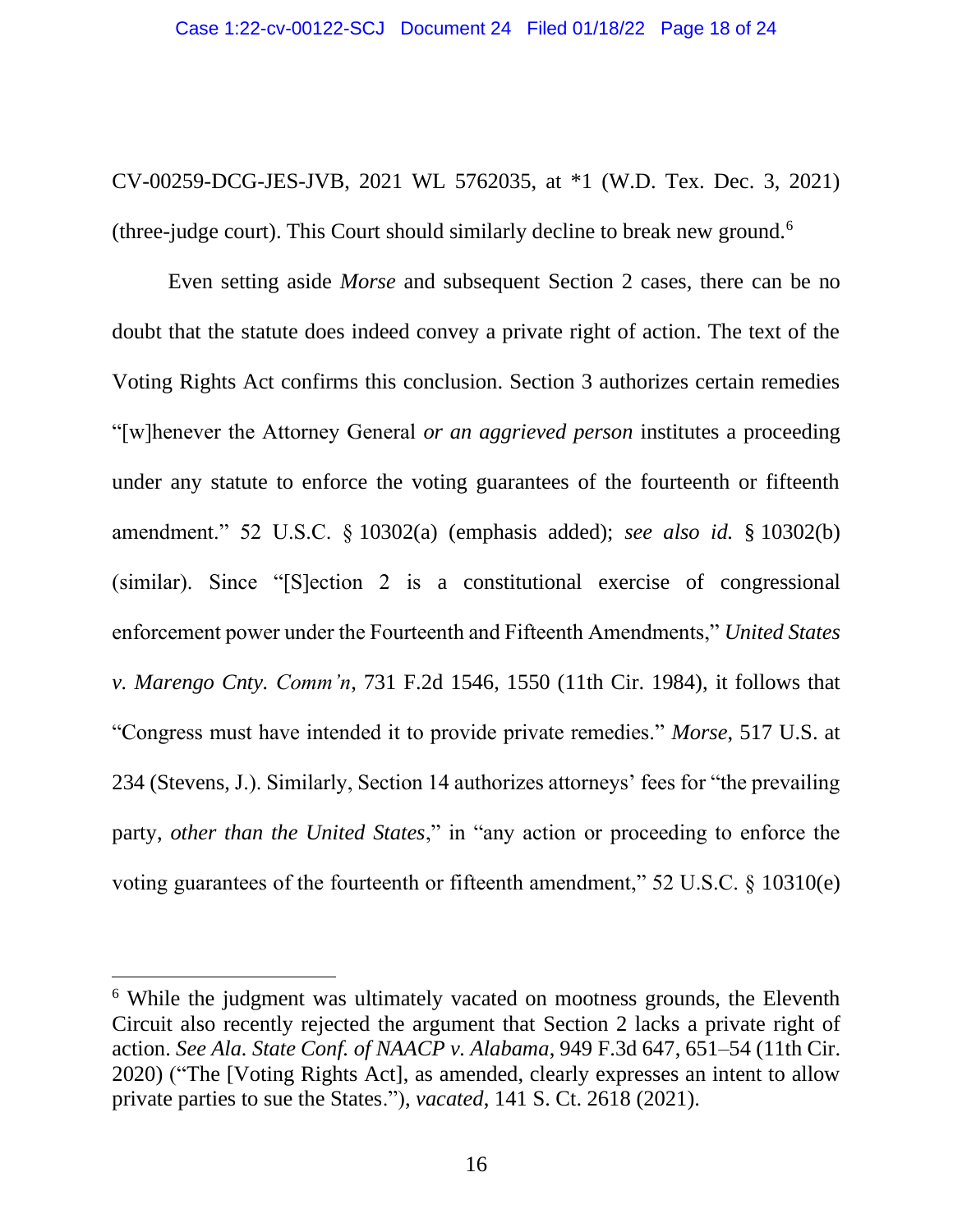CV-00259-DCG-JES-JVB, 2021 WL 5762035, at *1 (W.D. Tex. Dec. 3, 2021) (three-judge court). This Court should similarly decline to break new ground.[6]

Even setting aside *Morse* and subsequent Section 2 cases, there can be no doubt that the statute does indeed convey a private right of action. The text of the Voting Rights Act confirms this conclusion. Section 3 authorizes certain remedies "[w]henever the Attorney General *or an aggrieved person* institutes a proceeding under any statute to enforce the voting guarantees of the fourteenth or fifteenth amendment." 52 U.S.C. § 10302(a) (emphasis added); *see also id.* § 10302(b) (similar). Since "[S]ection 2 is a constitutional exercise of congressional enforcement power under the Fourteenth and Fifteenth Amendments," *United States v. Marengo Cnty. Comm'n*, 731 F.2d 1546, 1550 (11th Cir. 1984), it follows that "Congress must have intended it to provide private remedies." *Morse*, 517 U.S. at 234 (Stevens, J.). Similarly, Section 14 authorizes attorneys' fees for "the prevailing party, *other than the United States*," in "any action or proceeding to enforce the voting guarantees of the fourteenth or fifteenth amendment," 52 U.S.C. § 10310(e)

---

[6] While the judgment was ultimately vacated on mootness grounds, the Eleventh Circuit also recently rejected the argument that Section 2 lacks a private right of action. *See Ala. State Conf. of NAACP v. Alabama*, 949 F.3d 647, 651–54 (11th Cir. 2020) ("The [Voting Rights Act], as amended, clearly expresses an intent to allow private parties to sue the States."), *vacated*, 141 S. Ct. 2618 (2021).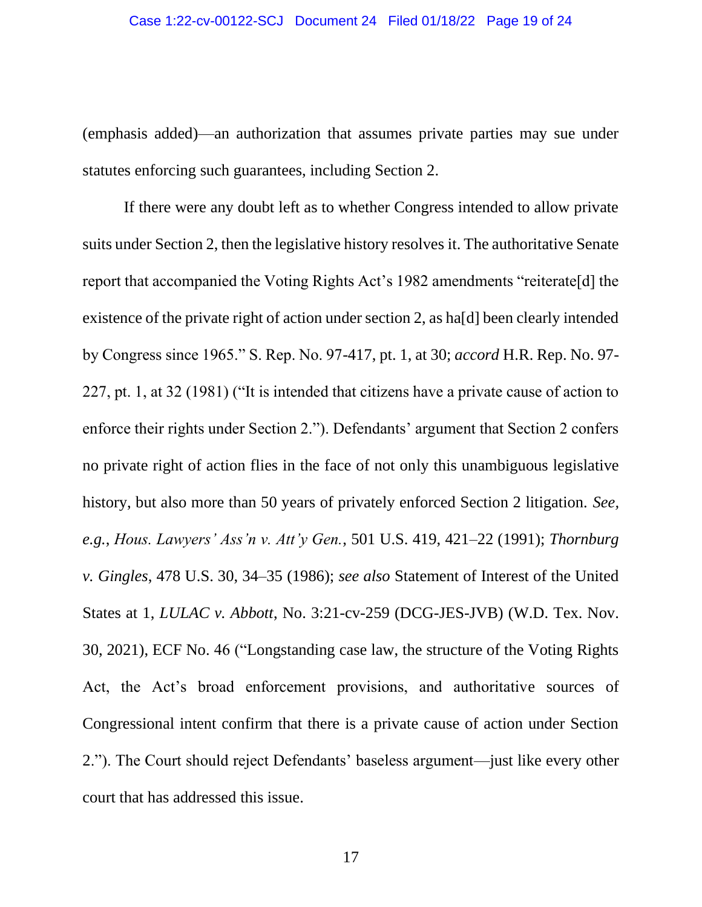(emphasis added)—an authorization that assumes private parties may sue under statutes enforcing such guarantees, including Section 2.

If there were any doubt left as to whether Congress intended to allow private suits under Section 2, then the legislative history resolves it. The authoritative Senate report that accompanied the Voting Rights Act's 1982 amendments "reiterate[d] the existence of the private right of action under section 2, as ha[d] been clearly intended by Congress since 1965." S. Rep. No. 97-417, pt. 1, at 30; *accord* H.R. Rep. No. 97-227, pt. 1, at 32 (1981) ("It is intended that citizens have a private cause of action to enforce their rights under Section 2."). Defendants' argument that Section 2 confers no private right of action flies in the face of not only this unambiguous legislative history, but also more than 50 years of privately enforced Section 2 litigation. *See, e.g.*, *Hous. Lawyers' Ass'n v. Att'y Gen.*, 501 U.S. 419, 421–22 (1991); *Thornburg v. Gingles*, 478 U.S. 30, 34–35 (1986); *see also* Statement of Interest of the United States at 1, *LULAC v. Abbott*, No. 3:21-cv-259 (DCG-JES-JVB) (W.D. Tex. Nov. 30, 2021), ECF No. 46 ("Longstanding case law, the structure of the Voting Rights Act, the Act's broad enforcement provisions, and authoritative sources of Congressional intent confirm that there is a private cause of action under Section 2."). The Court should reject Defendants' baseless argument—just like every other court that has addressed this issue.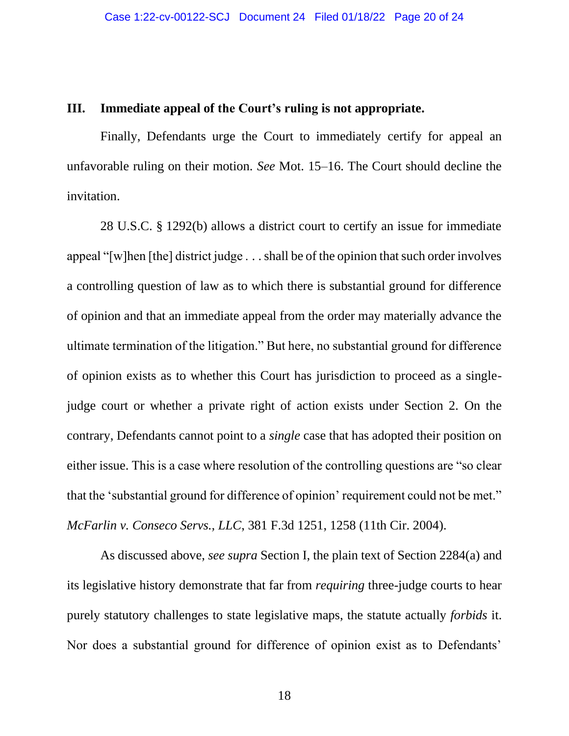## III. Immediate appeal of the Court's ruling is not appropriate.

Finally, Defendants urge the Court to immediately certify for appeal an unfavorable ruling on their motion. *See* Mot. 15–16. The Court should decline the invitation.

28 U.S.C. § 1292(b) allows a district court to certify an issue for immediate appeal "[w]hen [the] district judge . . . shall be of the opinion that such order involves a controlling question of law as to which there is substantial ground for difference of opinion and that an immediate appeal from the order may materially advance the ultimate termination of the litigation." But here, no substantial ground for difference of opinion exists as to whether this Court has jurisdiction to proceed as a single-judge court or whether a private right of action exists under Section 2. On the contrary, Defendants cannot point to a *single* case that has adopted their position on either issue. This is a case where resolution of the controlling questions are "so clear that the 'substantial ground for difference of opinion' requirement could not be met." *McFarlin v. Conseco Servs., LLC*, 381 F.3d 1251, 1258 (11th Cir. 2004).

As discussed above, *see supra* Section I, the plain text of Section 2284(a) and its legislative history demonstrate that far from *requiring* three-judge courts to hear purely statutory challenges to state legislative maps, the statute actually *forbids* it. Nor does a substantial ground for difference of opinion exist as to Defendants'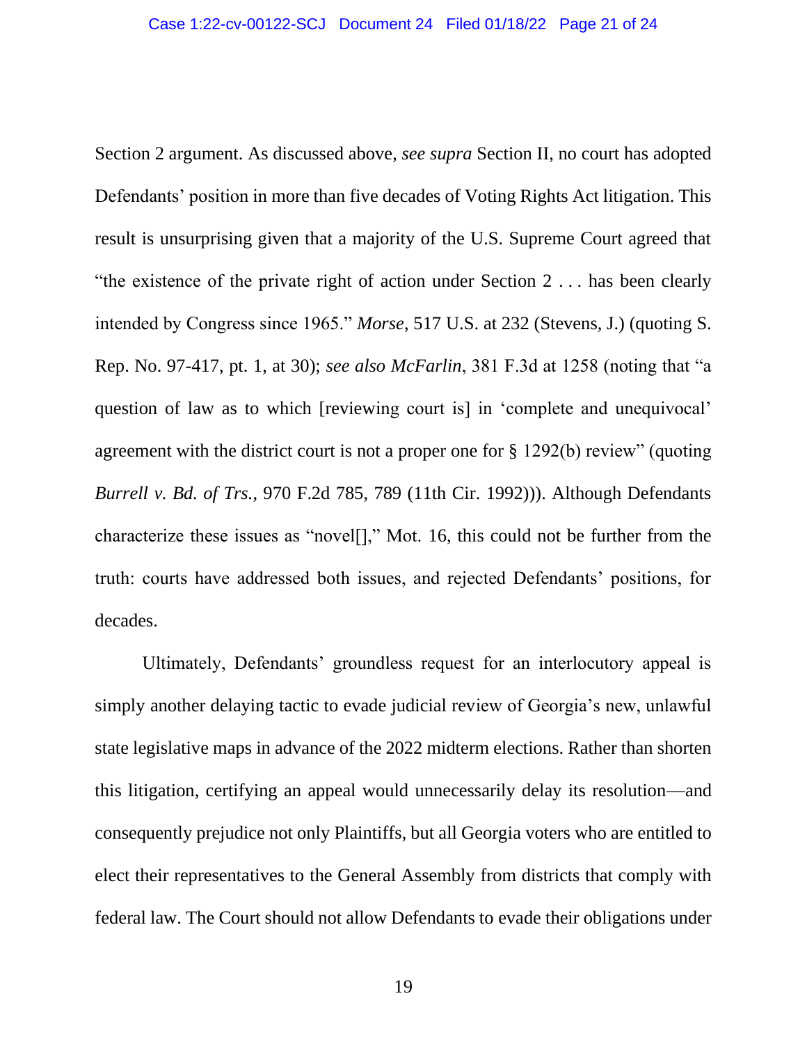Section 2 argument. As discussed above, *see supra* Section II, no court has adopted Defendants' position in more than five decades of Voting Rights Act litigation. This result is unsurprising given that a majority of the U.S. Supreme Court agreed that "the existence of the private right of action under Section 2 . . . has been clearly intended by Congress since 1965." *Morse*, 517 U.S. at 232 (Stevens, J.) (quoting S. Rep. No. 97-417, pt. 1, at 30); *see also McFarlin*, 381 F.3d at 1258 (noting that "a question of law as to which [reviewing court is] in 'complete and unequivocal' agreement with the district court is not a proper one for § 1292(b) review" (quoting *Burrell v. Bd. of Trs.*, 970 F.2d 785, 789 (11th Cir. 1992))). Although Defendants characterize these issues as "novel[]," Mot. 16, this could not be further from the truth: courts have addressed both issues, and rejected Defendants' positions, for decades.

Ultimately, Defendants' groundless request for an interlocutory appeal is simply another delaying tactic to evade judicial review of Georgia's new, unlawful state legislative maps in advance of the 2022 midterm elections. Rather than shorten this litigation, certifying an appeal would unnecessarily delay its resolution—and consequently prejudice not only Plaintiffs, but all Georgia voters who are entitled to elect their representatives to the General Assembly from districts that comply with federal law. The Court should not allow Defendants to evade their obligations under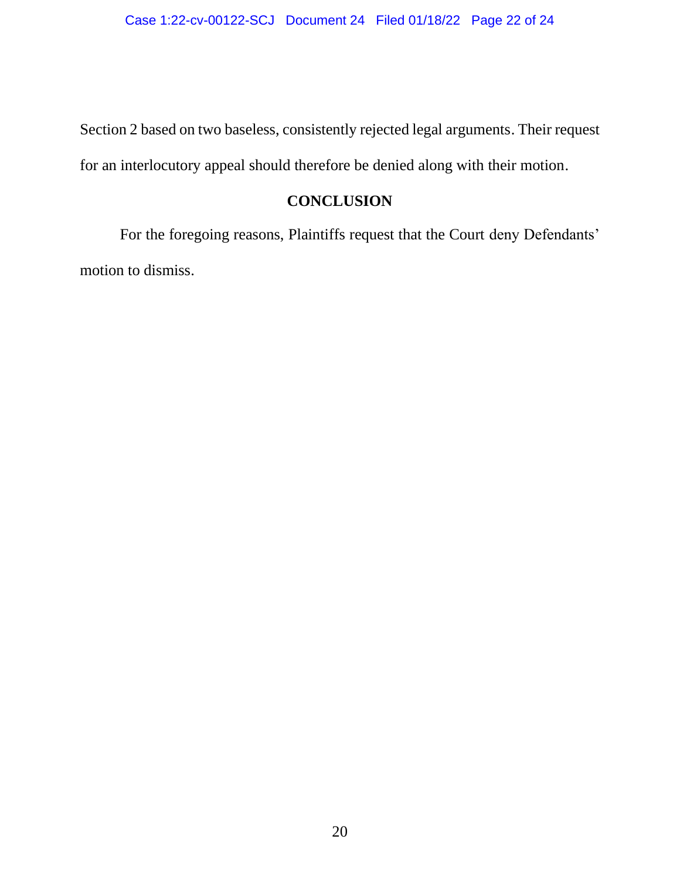Section 2 based on two baseless, consistently rejected legal arguments. Their request for an interlocutory appeal should therefore be denied along with their motion.

## CONCLUSION

For the foregoing reasons, Plaintiffs request that the Court deny Defendants' motion to dismiss.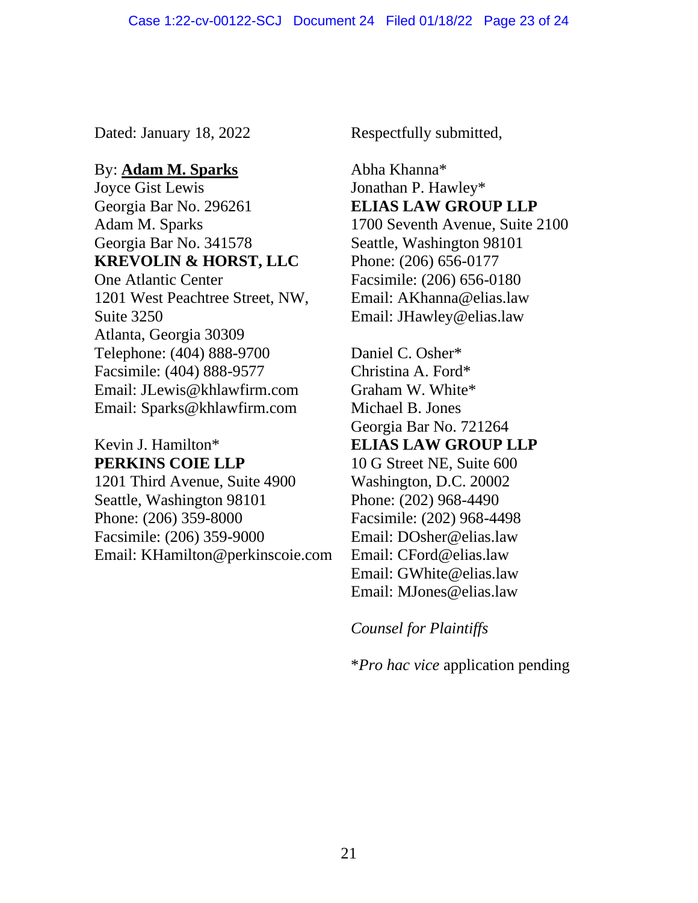Dated: January 18, 2022

Respectfully submitted,

By: **<u>Adam M. Sparks</u>**
Joyce Gist Lewis
Georgia Bar No. 296261
Adam M. Sparks
Georgia Bar No. 341578
**KREVOLIN & HORST, LLC**
One Atlantic Center
1201 West Peachtree Street, NW,
Suite 3250
Atlanta, Georgia 30309
Telephone: (404) 888-9700
Facsimile: (404) 888-9577
Email: JLewis@khlawfirm.com
Email: Sparks@khlawfirm.com

Kevin J. Hamilton*
**PERKINS COIE LLP**
1201 Third Avenue, Suite 4900
Seattle, Washington 98101
Phone: (206) 359-8000
Facsimile: (206) 359-9000
Email: KHamilton@perkinscoie.com

Abha Khanna*
Jonathan P. Hawley*
**ELIAS LAW GROUP LLP**
1700 Seventh Avenue, Suite 2100
Seattle, Washington 98101
Phone: (206) 656-0177
Facsimile: (206) 656-0180
Email: AKhanna@elias.law
Email: JHawley@elias.law

Daniel C. Osher*
Christina A. Ford*
Graham W. White*
Michael B. Jones
Georgia Bar No. 721264
**ELIAS LAW GROUP LLP**
10 G Street NE, Suite 600
Washington, D.C. 20002
Phone: (202) 968-4490
Facsimile: (202) 968-4498
Email: DOsher@elias.law
Email: CFord@elias.law
Email: GWhite@elias.law
Email: MJones@elias.law

*Counsel for Plaintiffs*

**Pro hac vice* application pending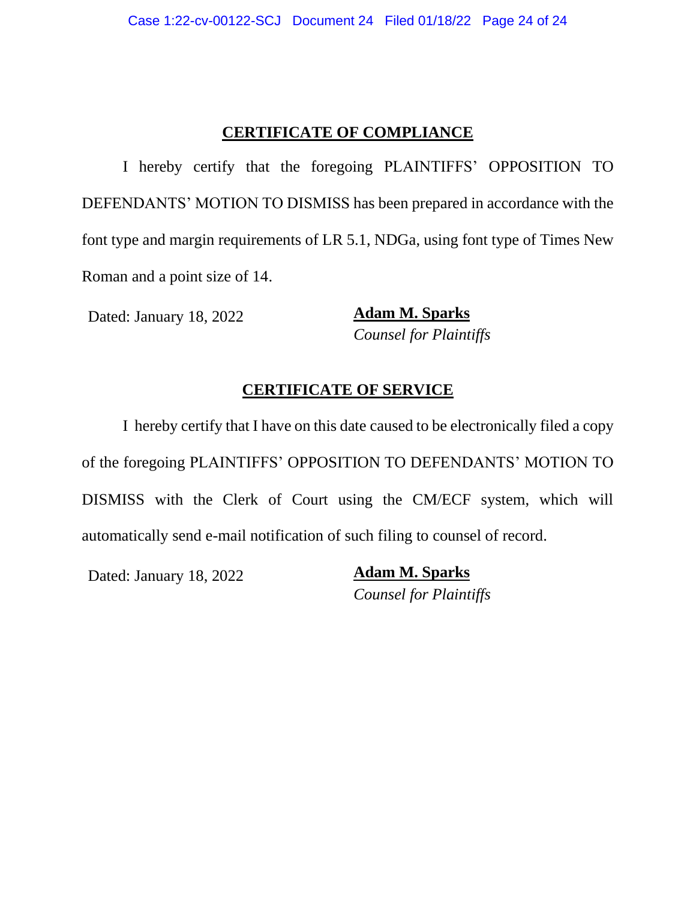## CERTIFICATE OF COMPLIANCE

I hereby certify that the foregoing PLAINTIFFS' OPPOSITION TO DEFENDANTS' MOTION TO DISMISS has been prepared in accordance with the font type and margin requirements of LR 5.1, NDGa, using font type of Times New Roman and a point size of 14.

Dated: January 18, 2022

**Adam M. Sparks**
*Counsel for Plaintiffs*

## CERTIFICATE OF SERVICE

I hereby certify that I have on this date caused to be electronically filed a copy of the foregoing PLAINTIFFS' OPPOSITION TO DEFENDANTS' MOTION TO DISMISS with the Clerk of Court using the CM/ECF system, which will automatically send e-mail notification of such filing to counsel of record.

Dated: January 18, 2022

**Adam M. Sparks**
*Counsel for Plaintiffs*